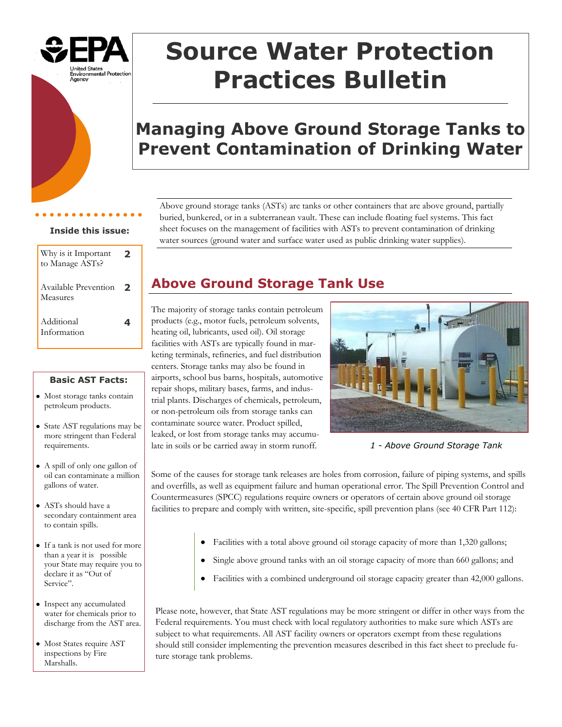# Source Water Protection Practices Bulletin

## Managing Above Ground Storage Tanks to Prevent Contamination of Drinking Water

Above ground storage tanks (ASTs) are tanks or other containers that are above ground, partially buried, bunkered, or in a subterranean vault. These can include floating fuel systems. This fact sheet focuses on the management of facilities with ASTs to prevent contamination of drinking water sources (ground water and surface water used as public drinking water supplies).

**Inside this issue:**

| | |
|---|---|
| Why is it Important to Manage ASTs? | 2 |
| Available Prevention Measures | 2 |
| Additional Information | 4 |

### Basic AST Facts:

- Most storage tanks contain petroleum products.
- State AST regulations may be more stringent than Federal requirements.
- A spill of only one gallon of oil can contaminate a million gallons of water.
- ASTs should have a secondary containment area to contain spills.
- If a tank is not used for more than a year it is possible your State may require you to declare it as "Out of Service".
- Inspect any accumulated water for chemicals prior to discharge from the AST area.
- Most States require AST inspections by Fire Marshalls.

## Above Ground Storage Tank Use

The majority of storage tanks contain petroleum products (e.g., motor fuels, petroleum solvents, heating oil, lubricants, used oil). Oil storage facilities with ASTs are typically found in marketing terminals, refineries, and fuel distribution centers. Storage tanks may also be found in airports, school bus barns, hospitals, automotive repair shops, military bases, farms, and industrial plants. Discharges of chemicals, petroleum, or non-petroleum oils from storage tanks can contaminate source water. Product spilled, leaked, or lost from storage tanks may accumulate in soils or be carried away in storm runoff.

*1 - Above Ground Storage Tank*

Some of the causes for storage tank releases are holes from corrosion, failure of piping systems, and spills and overfills, as well as equipment failure and human operational error. The Spill Prevention Control and Countermeasures (SPCC) regulations require owners or operators of certain above ground oil storage facilities to prepare and comply with written, site-specific, spill prevention plans (see 40 CFR Part 112):

- Facilities with a total above ground oil storage capacity of more than 1,320 gallons;
- Single above ground tanks with an oil storage capacity of more than 660 gallons; and
- Facilities with a combined underground oil storage capacity greater than 42,000 gallons.

Please note, however, that State AST regulations may be more stringent or differ in other ways from the Federal requirements. You must check with local regulatory authorities to make sure which ASTs are subject to what requirements. All AST facility owners or operators exempt from these regulations should still consider implementing the prevention measures described in this fact sheet to preclude future storage tank problems.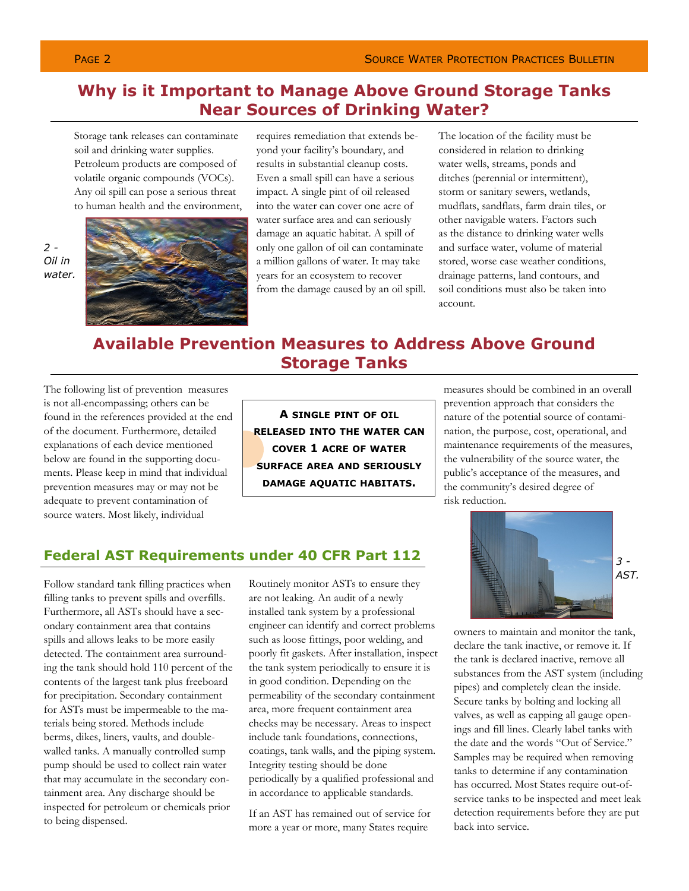## Why is it Important to Manage Above Ground Storage Tanks Near Sources of Drinking Water?

Storage tank releases can contaminate soil and drinking water supplies. Petroleum products are composed of volatile organic compounds (VOCs). Any oil spill can pose a serious threat to human health and the environment, requires remediation that extends beyond your facility's boundary, and results in substantial cleanup costs. Even a small spill can have a serious impact. A single pint of oil released into the water can cover one acre of water surface area and can seriously damage an aquatic habitat. A spill of only one gallon of oil can contaminate a million gallons of water. It may take years for an ecosystem to recover from the damage caused by an oil spill.

2 - Oil in water.

The location of the facility must be considered in relation to drinking water wells, streams, ponds and ditches (perennial or intermittent), storm or sanitary sewers, wetlands, mudflats, sandflats, farm drain tiles, or other navigable waters. Factors such as the distance to drinking water wells and surface water, volume of material stored, worse case weather conditions, drainage patterns, land contours, and soil conditions must also be taken into account.

## Available Prevention Measures to Address Above Ground Storage Tanks

The following list of prevention measures is not all-encompassing; others can be found in the references provided at the end of the document. Furthermore, detailed explanations of each device mentioned below are found in the supporting documents. Please keep in mind that individual prevention measures may or may not be adequate to prevent contamination of source waters. Most likely, individual measures should be combined in an overall prevention approach that considers the nature of the potential source of contamination, the purpose, cost, operational, and maintenance requirements of the measures, the vulnerability of the source water, the public's acceptance of the measures, and the community's desired degree of risk reduction.

**A SINGLE PINT OF OIL RELEASED INTO THE WATER CAN COVER 1 ACRE OF WATER SURFACE AREA AND SERIOUSLY DAMAGE AQUATIC HABITATS.**

### Federal AST Requirements under 40 CFR Part 112

Follow standard tank filling practices when filling tanks to prevent spills and overfills. Furthermore, all ASTs should have a secondary containment area that contains spills and allows leaks to be more easily detected. The containment area surrounding the tank should hold 110 percent of the contents of the largest tank plus freeboard for precipitation. Secondary containment for ASTs must be impermeable to the materials being stored. Methods include berms, dikes, liners, vaults, and double-walled tanks. A manually controlled sump pump should be used to collect rain water that may accumulate in the secondary containment area. Any discharge should be inspected for petroleum or chemicals prior to being dispensed.

Routinely monitor ASTs to ensure they are not leaking. An audit of a newly installed tank system by a professional engineer can identify and correct problems such as loose fittings, poor welding, and poorly fit gaskets. After installation, inspect the tank system periodically to ensure it is in good condition. Depending on the permeability of the secondary containment area, more frequent containment area checks may be necessary. Areas to inspect include tank foundations, connections, coatings, tank walls, and the piping system. Integrity testing should be done periodically by a qualified professional and in accordance to applicable standards.

If an AST has remained out of service for more a year or more, many States require owners to maintain and monitor the tank, declare the tank inactive, or remove it. If the tank is declared inactive, remove all substances from the AST system (including pipes) and completely clean the inside. Secure tanks by bolting and locking all valves, as well as capping all gauge openings and fill lines. Clearly label tanks with the date and the words "Out of Service." Samples may be required when removing tanks to determine if any contamination has occurred. Most States require out-of-service tanks to be inspected and meet leak detection requirements before they are put back into service.

3 - AST.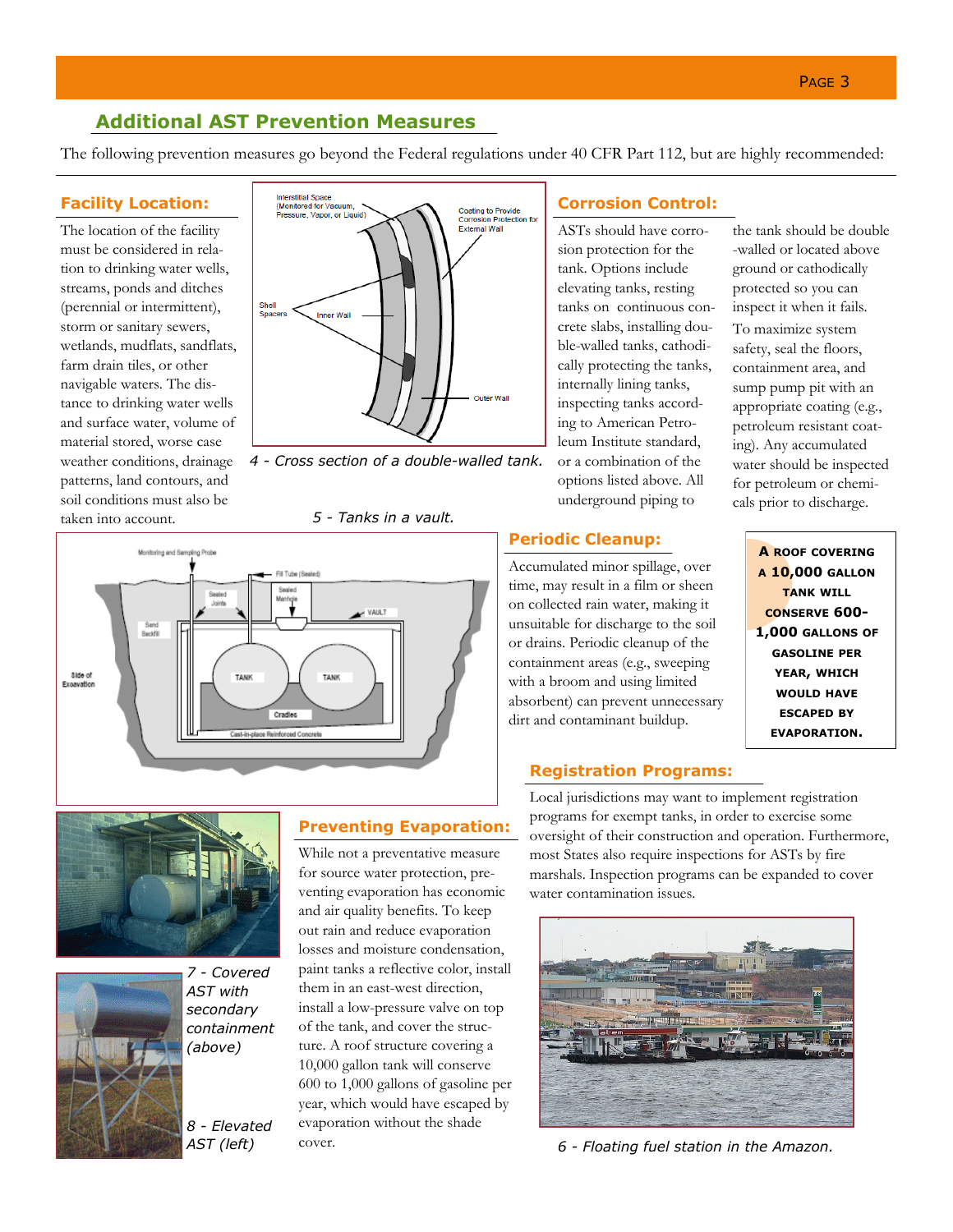## Additional AST Prevention Measures

The following prevention measures go beyond the Federal regulations under 40 CFR Part 112, but are highly recommended:

### Facility Location:

The location of the facility must be considered in relation to drinking water wells, streams, ponds and ditches (perennial or intermittent), storm or sanitary sewers, wetlands, mudflats, sandflats, farm drain tiles, or other navigable waters. The distance to drinking water wells and surface water, volume of material stored, worse case weather conditions, drainage patterns, land contours, and soil conditions must also be taken into account.

*4 - Cross section of a double-walled tank.*

*5 - Tanks in a vault.*

### Corrosion Control:

ASTs should have corrosion protection for the tank. Options include elevating tanks, resting tanks on continuous concrete slabs, installing double-walled tanks, cathodically protecting the tanks, internally lining tanks, inspecting tanks according to American Petroleum Institute standard, or a combination of the options listed above. All underground piping to the tank should be double-walled or located above ground or cathodically protected so you can inspect it when it fails.

To maximize system safety, seal the floors, containment area, and sump pump pit with an appropriate coating (e.g., petroleum resistant coating). Any accumulated water should be inspected for petroleum or chemicals prior to discharge.

### Periodic Cleanup:

Accumulated minor spillage, over time, may result in a film or sheen on collected rain water, making it unsuitable for discharge to the soil or drains. Periodic cleanup of the containment areas (e.g., sweeping with a broom and using limited absorbent) can prevent unnecessary dirt and contaminant buildup.

**A ROOF COVERING A 10,000 GALLON TANK WILL CONSERVE 600-1,000 GALLONS OF GASOLINE PER YEAR, WHICH WOULD HAVE ESCAPED BY EVAPORATION.**

### Registration Programs:

Local jurisdictions may want to implement registration programs for exempt tanks, in order to exercise some oversight of their construction and operation. Furthermore, most States also require inspections for ASTs by fire marshals. Inspection programs can be expanded to cover water contamination issues.

*6 - Floating fuel station in the Amazon.*

### Preventing Evaporation:

While not a preventative measure for source water protection, preventing evaporation has economic and air quality benefits. To keep out rain and reduce evaporation losses and moisture condensation, paint tanks a reflective color, install them in an east-west direction, install a low-pressure valve on top of the tank, and cover the structure. A roof structure covering a 10,000 gallon tank will conserve 600 to 1,000 gallons of gasoline per year, which would have escaped by evaporation without the shade cover.

*7 - Covered AST with secondary containment (above)*

*8 - Elevated AST (left)*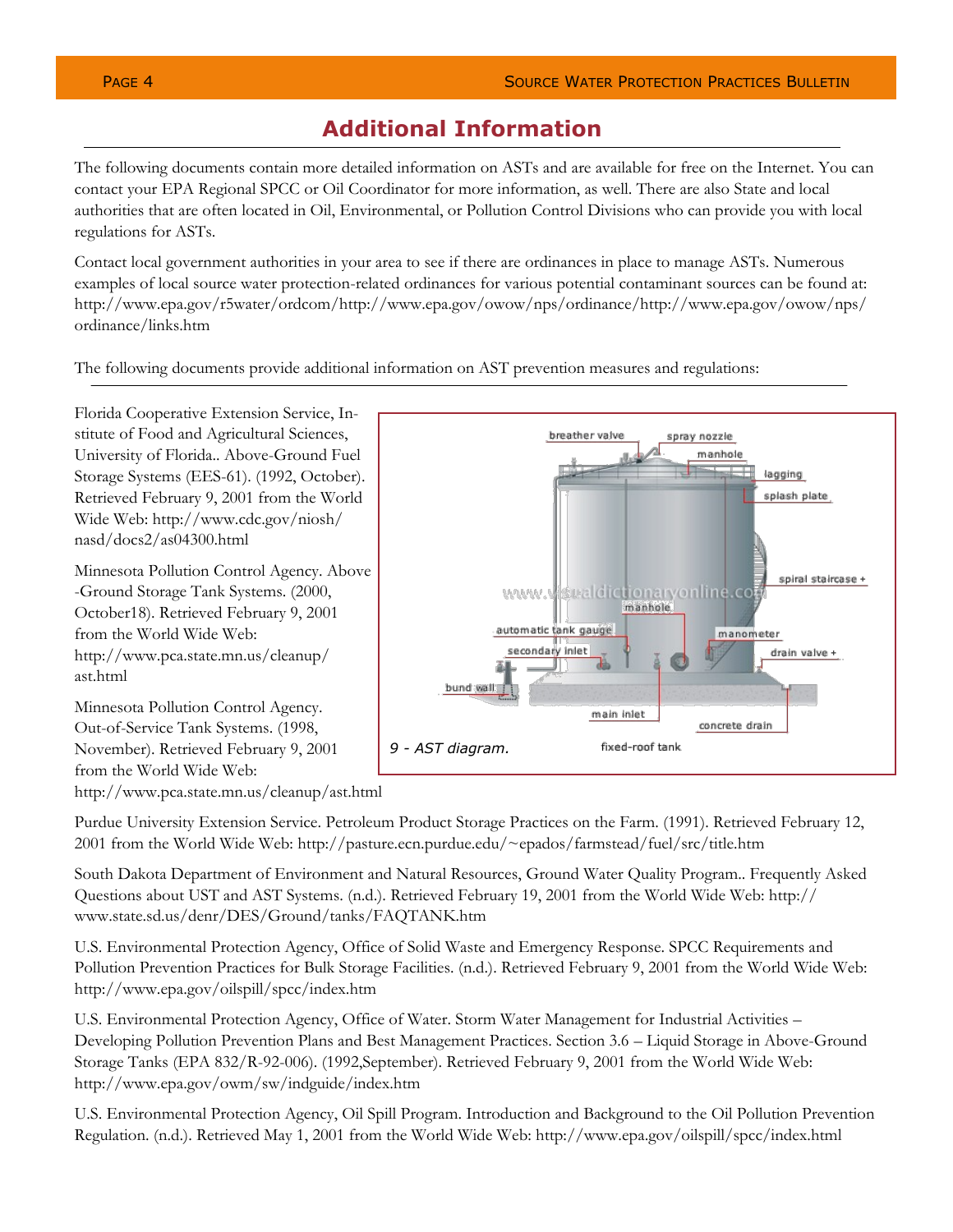## Additional Information

The following documents contain more detailed information on ASTs and are available for free on the Internet. You can contact your EPA Regional SPCC or Oil Coordinator for more information, as well. There are also State and local authorities that are often located in Oil, Environmental, or Pollution Control Divisions who can provide you with local regulations for ASTs.

Contact local government authorities in your area to see if there are ordinances in place to manage ASTs. Numerous examples of local source water protection-related ordinances for various potential contaminant sources can be found at: http://www.epa.gov/r5water/ordcom/http://www.epa.gov/owow/nps/ordinance/http://www.epa.gov/owow/nps/ordinance/links.htm

The following documents provide additional information on AST prevention measures and regulations:

Florida Cooperative Extension Service, Institute of Food and Agricultural Sciences, University of Florida.. Above-Ground Fuel Storage Systems (EES-61). (1992, October). Retrieved February 9, 2001 from the World Wide Web: http://www.cdc.gov/niosh/nasd/docs2/as04300.html

Minnesota Pollution Control Agency. Above-Ground Storage Tank Systems. (2000, October18). Retrieved February 9, 2001 from the World Wide Web: http://www.pca.state.mn.us/cleanup/ast.html

Minnesota Pollution Control Agency. Out-of-Service Tank Systems. (1998, November). Retrieved February 9, 2001 from the World Wide Web: http://www.pca.state.mn.us/cleanup/ast.html

9 - AST diagram.

Purdue University Extension Service. Petroleum Product Storage Practices on the Farm. (1991). Retrieved February 12, 2001 from the World Wide Web: http://pasture.ecn.purdue.edu/~epados/farmstead/fuel/src/title.htm

South Dakota Department of Environment and Natural Resources, Ground Water Quality Program.. Frequently Asked Questions about UST and AST Systems. (n.d.). Retrieved February 19, 2001 from the World Wide Web: http://www.state.sd.us/denr/DES/Ground/tanks/FAQTANK.htm

U.S. Environmental Protection Agency, Office of Solid Waste and Emergency Response. SPCC Requirements and Pollution Prevention Practices for Bulk Storage Facilities. (n.d.). Retrieved February 9, 2001 from the World Wide Web: http://www.epa.gov/oilspill/spcc/index.htm

U.S. Environmental Protection Agency, Office of Water. Storm Water Management for Industrial Activities – Developing Pollution Prevention Plans and Best Management Practices. Section 3.6 – Liquid Storage in Above-Ground Storage Tanks (EPA 832/R-92-006). (1992,September). Retrieved February 9, 2001 from the World Wide Web: http://www.epa.gov/owm/sw/indguide/index.htm

U.S. Environmental Protection Agency, Oil Spill Program. Introduction and Background to the Oil Pollution Prevention Regulation. (n.d.). Retrieved May 1, 2001 from the World Wide Web: http://www.epa.gov/oilspill/spcc/index.html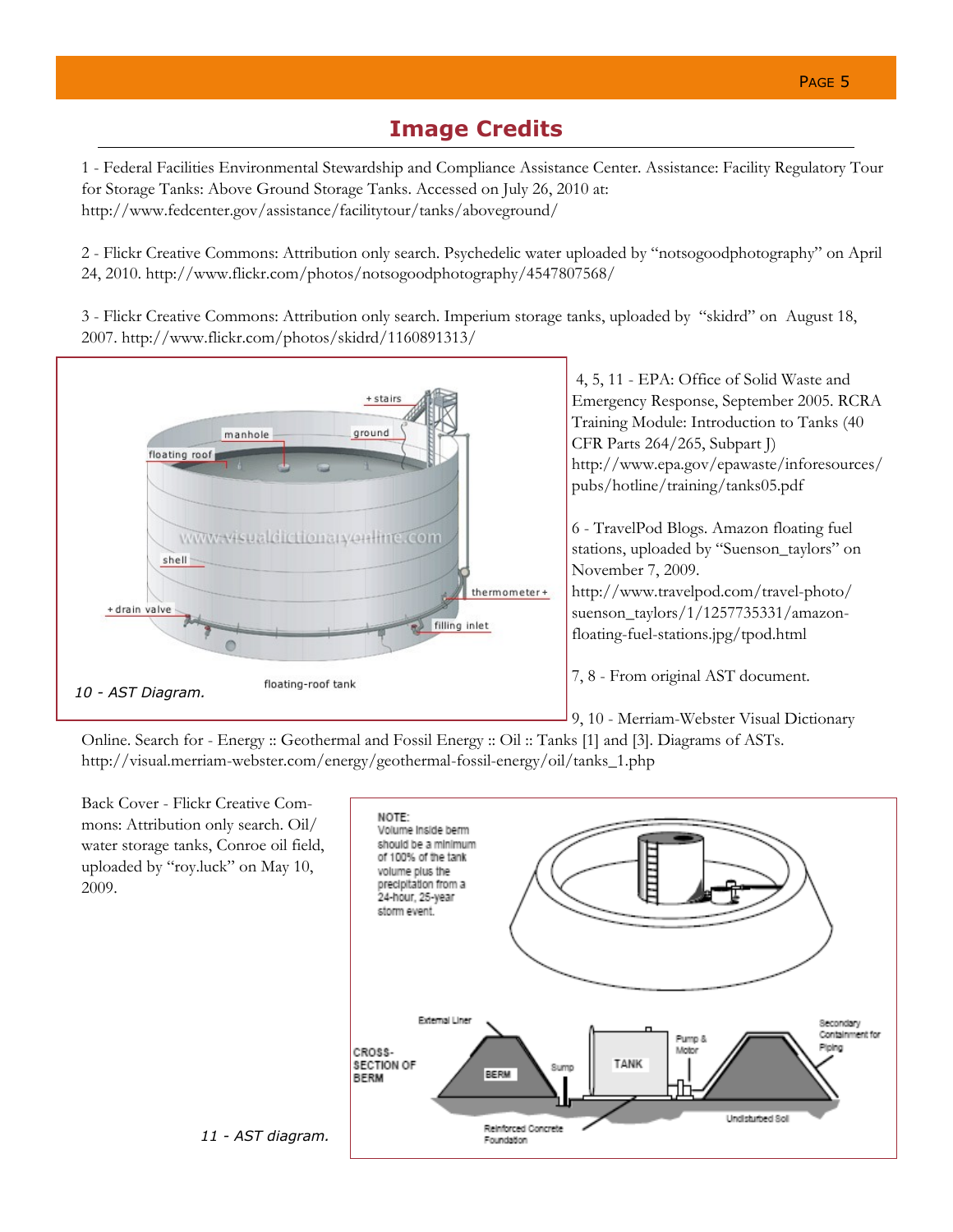## Image Credits

1 - Federal Facilities Environmental Stewardship and Compliance Assistance Center. Assistance: Facility Regulatory Tour for Storage Tanks: Above Ground Storage Tanks. Accessed on July 26, 2010 at: http://www.fedcenter.gov/assistance/facilitytour/tanks/aboveground/

2 - Flickr Creative Commons: Attribution only search. Psychedelic water uploaded by "notsogoodphotography" on April 24, 2010. http://www.flickr.com/photos/notsogoodphotography/4547807568/

3 - Flickr Creative Commons: Attribution only search. Imperium storage tanks, uploaded by "skidrd" on August 18, 2007. http://www.flickr.com/photos/skidrd/1160891313/

*10 - AST Diagram.*

4, 5, 11 - EPA: Office of Solid Waste and Emergency Response, September 2005. RCRA Training Module: Introduction to Tanks (40 CFR Parts 264/265, Subpart J) http://www.epa.gov/epawaste/inforesources/pubs/hotline/training/tanks05.pdf

6 - TravelPod Blogs. Amazon floating fuel stations, uploaded by "Suenson_taylors" on November 7, 2009. http://www.travelpod.com/travel-photo/suenson_taylors/1/1257735331/amazon-floating-fuel-stations.jpg/tpod.html

7, 8 - From original AST document.

9, 10 - Merriam-Webster Visual Dictionary Online. Search for - Energy :: Geothermal and Fossil Energy :: Oil :: Tanks [1] and [3]. Diagrams of ASTs. http://visual.merriam-webster.com/energy/geothermal-fossil-energy/oil/tanks_1.php

Back Cover - Flickr Creative Commons: Attribution only search. Oil/water storage tanks, Conroe oil field, uploaded by "roy.luck" on May 10, 2009.

*11 - AST diagram.*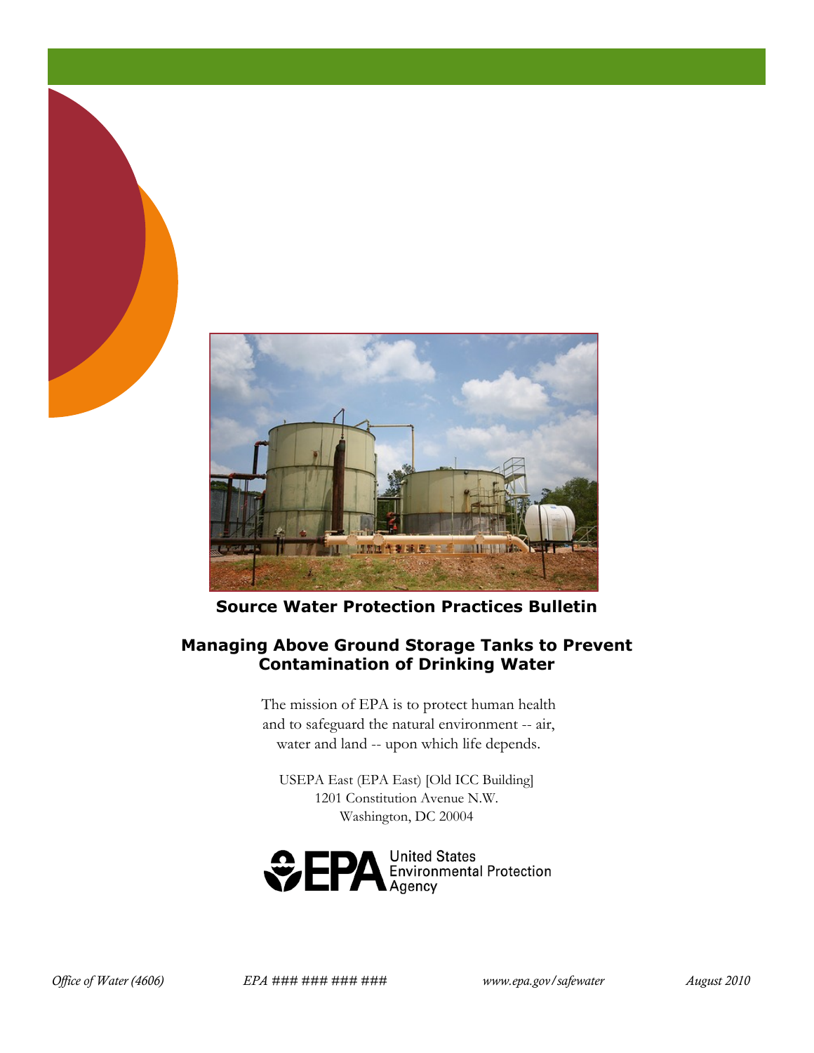**Source Water Protection Practices Bulletin**

**Managing Above Ground Storage Tanks to Prevent Contamination of Drinking Water**

The mission of EPA is to protect human health and to safeguard the natural environment -- air, water and land -- upon which life depends.

USEPA East (EPA East) [Old ICC Building]
1201 Constitution Avenue N.W.
Washington, DC 20004

EPA United States Environmental Protection Agency

*Office of Water (4606)* *EPA ### ### ### ###* *www.epa.gov/safewater* *August 2010*